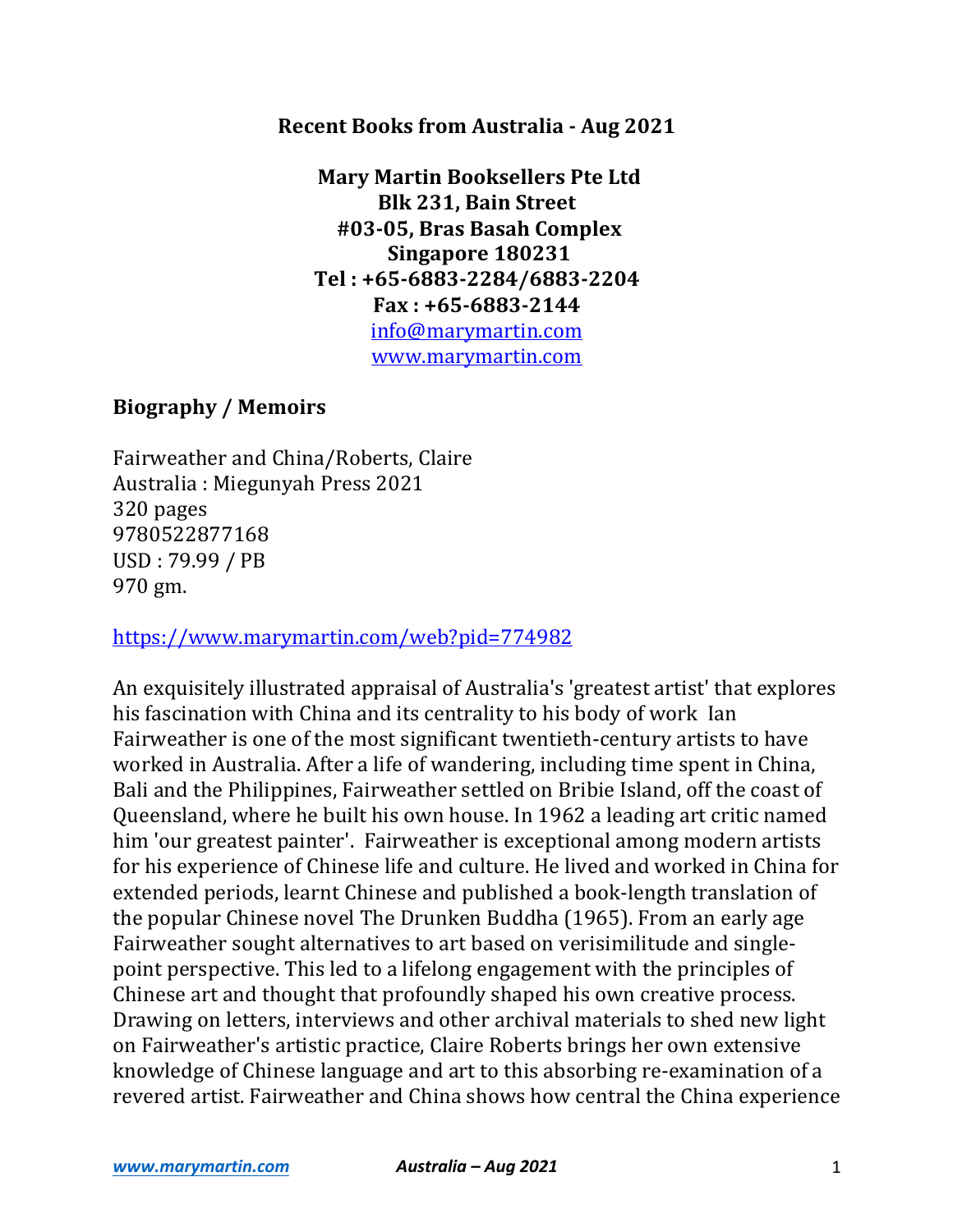**Recent Books from Australia - Aug 2021**

**Mary Martin Booksellers Pte Ltd**
**Blk 231, Bain Street**
**#03-05, Bras Basah Complex**
**Singapore 180231**
**Tel : +65-6883-2284/6883-2204**
**Fax : +65-6883-2144**
[info@marymartin.com](mailto:info@marymartin.com)
[www.marymartin.com](http://www.marymartin.com)

## Biography / Memoirs

Fairweather and China/Roberts, Claire
Australia : Miegunyah Press 2021
320 pages
9780522877168
USD : 79.99 / PB
970 gm.

[https://www.marymartin.com/web?pid=774982](https://www.marymartin.com/web?pid=774982)

An exquisitely illustrated appraisal of Australia's 'greatest artist' that explores his fascination with China and its centrality to his body of work Ian Fairweather is one of the most significant twentieth-century artists to have worked in Australia. After a life of wandering, including time spent in China, Bali and the Philippines, Fairweather settled on Bribie Island, off the coast of Queensland, where he built his own house. In 1962 a leading art critic named him 'our greatest painter'. Fairweather is exceptional among modern artists for his experience of Chinese life and culture. He lived and worked in China for extended periods, learnt Chinese and published a book-length translation of the popular Chinese novel The Drunken Buddha (1965). From an early age Fairweather sought alternatives to art based on verisimilitude and single-point perspective. This led to a lifelong engagement with the principles of Chinese art and thought that profoundly shaped his own creative process. Drawing on letters, interviews and other archival materials to shed new light on Fairweather's artistic practice, Claire Roberts brings her own extensive knowledge of Chinese language and art to this absorbing re-examination of a revered artist. Fairweather and China shows how central the China experience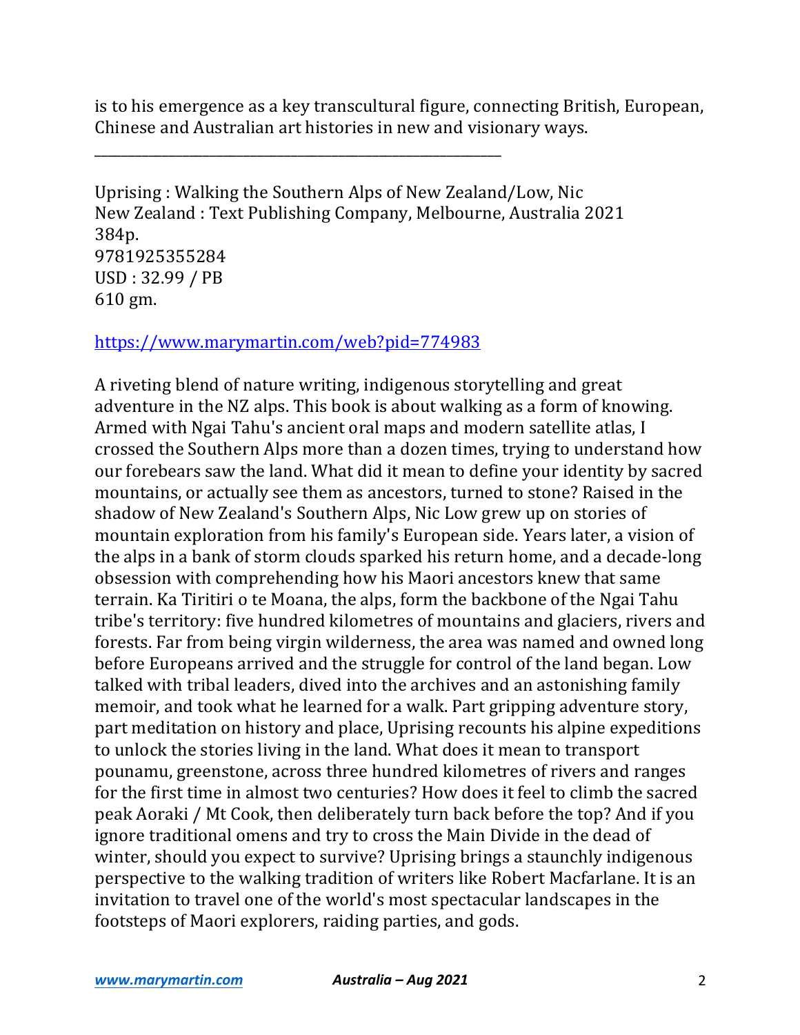is to his emergence as a key transcultural figure, connecting British, European, Chinese and Australian art histories in new and visionary ways.

---

Uprising : Walking the Southern Alps of New Zealand/Low, Nic
New Zealand : Text Publishing Company, Melbourne, Australia 2021
384p.
9781925355284
USD : 32.99 / PB
610 gm.

https://www.marymartin.com/web?pid=774983

A riveting blend of nature writing, indigenous storytelling and great adventure in the NZ alps. This book is about walking as a form of knowing. Armed with Ngai Tahu's ancient oral maps and modern satellite atlas, I crossed the Southern Alps more than a dozen times, trying to understand how our forebears saw the land. What did it mean to define your identity by sacred mountains, or actually see them as ancestors, turned to stone? Raised in the shadow of New Zealand's Southern Alps, Nic Low grew up on stories of mountain exploration from his family's European side. Years later, a vision of the alps in a bank of storm clouds sparked his return home, and a decade-long obsession with comprehending how his Maori ancestors knew that same terrain. Ka Tiritiri o te Moana, the alps, form the backbone of the Ngai Tahu tribe's territory: five hundred kilometres of mountains and glaciers, rivers and forests. Far from being virgin wilderness, the area was named and owned long before Europeans arrived and the struggle for control of the land began. Low talked with tribal leaders, dived into the archives and an astonishing family memoir, and took what he learned for a walk. Part gripping adventure story, part meditation on history and place, Uprising recounts his alpine expeditions to unlock the stories living in the land. What does it mean to transport pounamu, greenstone, across three hundred kilometres of rivers and ranges for the first time in almost two centuries? How does it feel to climb the sacred peak Aoraki / Mt Cook, then deliberately turn back before the top? And if you ignore traditional omens and try to cross the Main Divide in the dead of winter, should you expect to survive? Uprising brings a staunchly indigenous perspective to the walking tradition of writers like Robert Macfarlane. It is an invitation to travel one of the world's most spectacular landscapes in the footsteps of Maori explorers, raiding parties, and gods.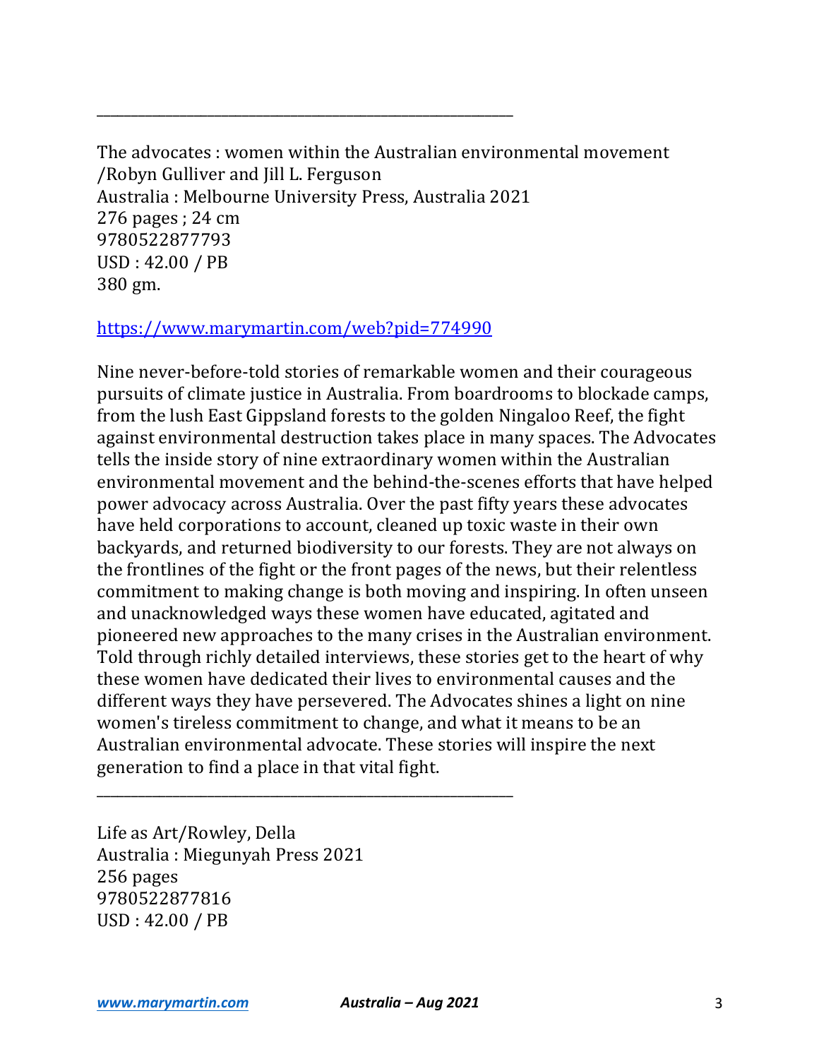---

The advocates : women within the Australian environmental movement /Robyn Gulliver and Jill L. Ferguson
Australia : Melbourne University Press, Australia 2021
276 pages ; 24 cm
9780522877793
USD : 42.00 / PB
380 gm.

https://www.marymartin.com/web?pid=774990

Nine never-before-told stories of remarkable women and their courageous pursuits of climate justice in Australia. From boardrooms to blockade camps, from the lush East Gippsland forests to the golden Ningaloo Reef, the fight against environmental destruction takes place in many spaces. The Advocates tells the inside story of nine extraordinary women within the Australian environmental movement and the behind-the-scenes efforts that have helped power advocacy across Australia. Over the past fifty years these advocates have held corporations to account, cleaned up toxic waste in their own backyards, and returned biodiversity to our forests. They are not always on the frontlines of the fight or the front pages of the news, but their relentless commitment to making change is both moving and inspiring. In often unseen and unacknowledged ways these women have educated, agitated and pioneered new approaches to the many crises in the Australian environment. Told through richly detailed interviews, these stories get to the heart of why these women have dedicated their lives to environmental causes and the different ways they have persevered. The Advocates shines a light on nine women's tireless commitment to change, and what it means to be an Australian environmental advocate. These stories will inspire the next generation to find a place in that vital fight.

---

Life as Art/Rowley, Della
Australia : Miegunyah Press 2021
256 pages
9780522877816
USD : 42.00 / PB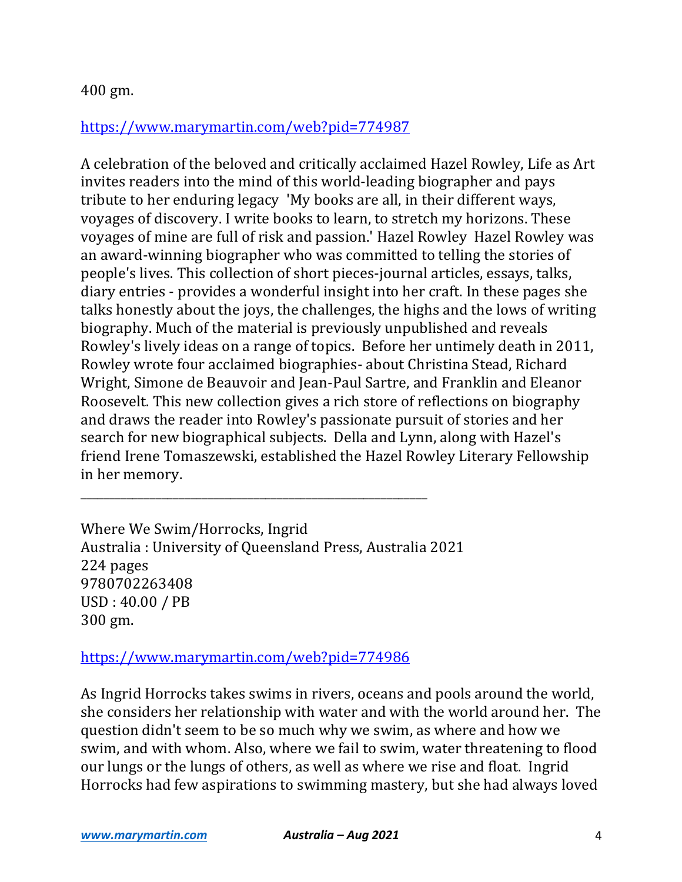400 gm.

https://www.marymartin.com/web?pid=774987

A celebration of the beloved and critically acclaimed Hazel Rowley, Life as Art invites readers into the mind of this world-leading biographer and pays tribute to her enduring legacy 'My books are all, in their different ways, voyages of discovery. I write books to learn, to stretch my horizons. These voyages of mine are full of risk and passion.' Hazel Rowley Hazel Rowley was an award-winning biographer who was committed to telling the stories of people's lives. This collection of short pieces-journal articles, essays, talks, diary entries - provides a wonderful insight into her craft. In these pages she talks honestly about the joys, the challenges, the highs and the lows of writing biography. Much of the material is previously unpublished and reveals Rowley's lively ideas on a range of topics. Before her untimely death in 2011, Rowley wrote four acclaimed biographies- about Christina Stead, Richard Wright, Simone de Beauvoir and Jean-Paul Sartre, and Franklin and Eleanor Roosevelt. This new collection gives a rich store of reflections on biography and draws the reader into Rowley's passionate pursuit of stories and her search for new biographical subjects. Della and Lynn, along with Hazel's friend Irene Tomaszewski, established the Hazel Rowley Literary Fellowship in her memory.

---

Where We Swim/Horrocks, Ingrid
Australia : University of Queensland Press, Australia 2021
224 pages
9780702263408
USD : 40.00 / PB
300 gm.

https://www.marymartin.com/web?pid=774986

As Ingrid Horrocks takes swims in rivers, oceans and pools around the world, she considers her relationship with water and with the world around her. The question didn't seem to be so much why we swim, as where and how we swim, and with whom. Also, where we fail to swim, water threatening to flood our lungs or the lungs of others, as well as where we rise and float. Ingrid Horrocks had few aspirations to swimming mastery, but she had always loved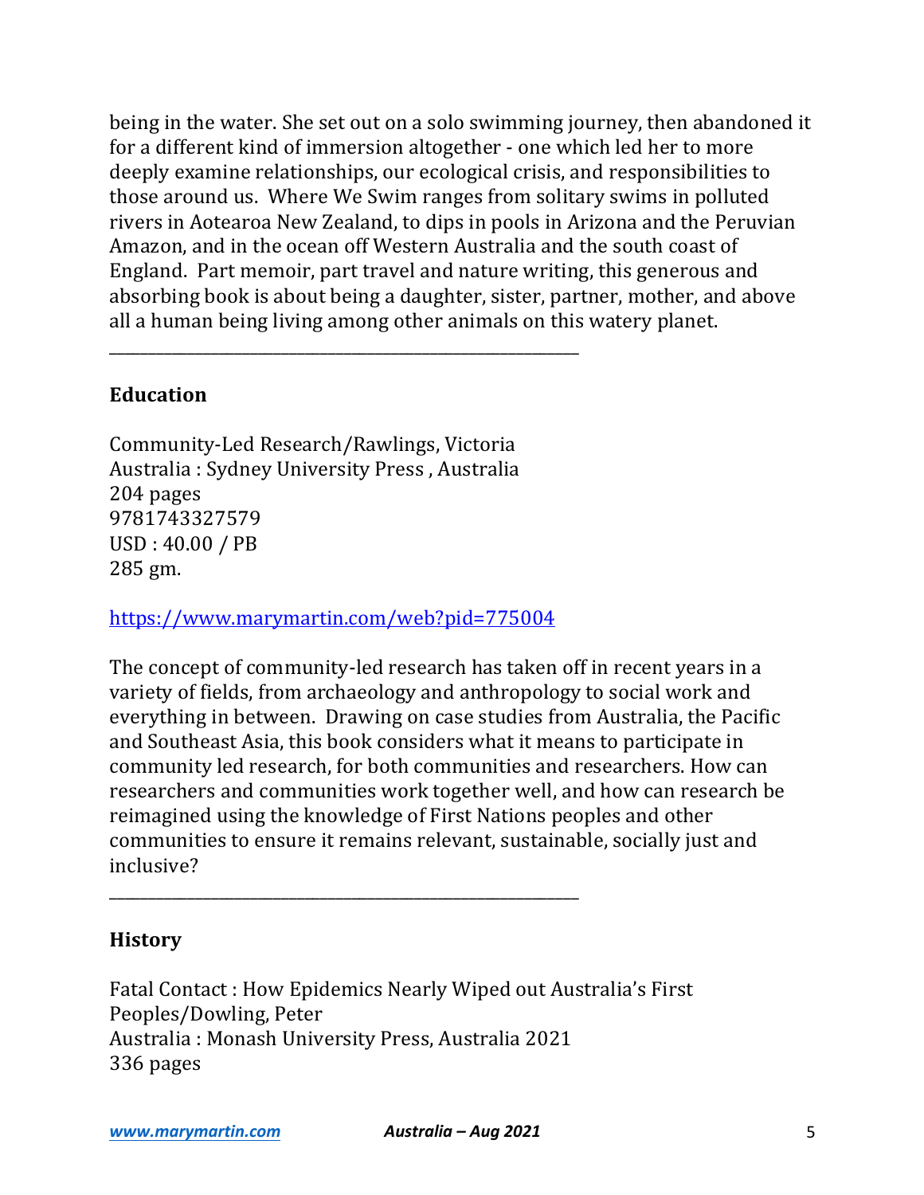being in the water. She set out on a solo swimming journey, then abandoned it for a different kind of immersion altogether - one which led her to more deeply examine relationships, our ecological crisis, and responsibilities to those around us. Where We Swim ranges from solitary swims in polluted rivers in Aotearoa New Zealand, to dips in pools in Arizona and the Peruvian Amazon, and in the ocean off Western Australia and the south coast of England. Part memoir, part travel and nature writing, this generous and absorbing book is about being a daughter, sister, partner, mother, and above all a human being living among other animals on this watery planet.

---

## Education

Community-Led Research/Rawlings, Victoria
Australia : Sydney University Press , Australia
204 pages
9781743327579
USD : 40.00 / PB
285 gm.

https://www.marymartin.com/web?pid=775004

The concept of community-led research has taken off in recent years in a variety of fields, from archaeology and anthropology to social work and everything in between. Drawing on case studies from Australia, the Pacific and Southeast Asia, this book considers what it means to participate in community led research, for both communities and researchers. How can researchers and communities work together well, and how can research be reimagined using the knowledge of First Nations peoples and other communities to ensure it remains relevant, sustainable, socially just and inclusive?

---

## History

Fatal Contact : How Epidemics Nearly Wiped out Australia's First Peoples/Dowling, Peter
Australia : Monash University Press, Australia 2021
336 pages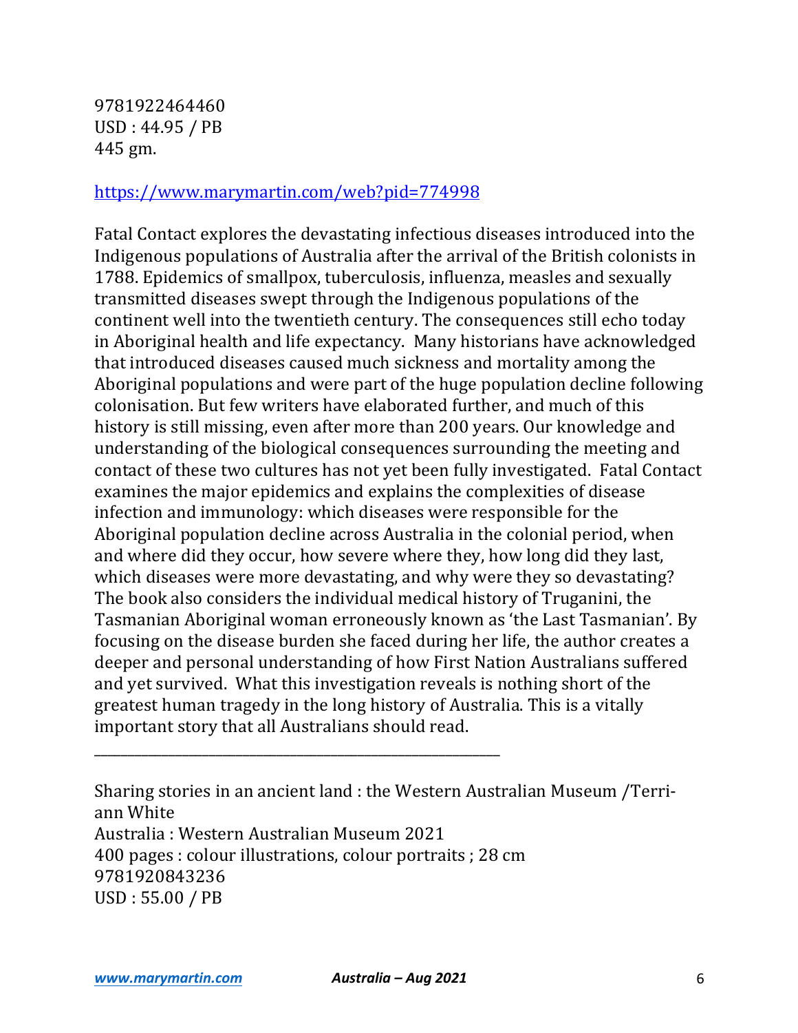9781922464460
USD : 44.95 / PB
445 gm.

https://www.marymartin.com/web?pid=774998

Fatal Contact explores the devastating infectious diseases introduced into the Indigenous populations of Australia after the arrival of the British colonists in 1788. Epidemics of smallpox, tuberculosis, influenza, measles and sexually transmitted diseases swept through the Indigenous populations of the continent well into the twentieth century. The consequences still echo today in Aboriginal health and life expectancy. Many historians have acknowledged that introduced diseases caused much sickness and mortality among the Aboriginal populations and were part of the huge population decline following colonisation. But few writers have elaborated further, and much of this history is still missing, even after more than 200 years. Our knowledge and understanding of the biological consequences surrounding the meeting and contact of these two cultures has not yet been fully investigated. Fatal Contact examines the major epidemics and explains the complexities of disease infection and immunology: which diseases were responsible for the Aboriginal population decline across Australia in the colonial period, when and where did they occur, how severe where they, how long did they last, which diseases were more devastating, and why were they so devastating? The book also considers the individual medical history of Truganini, the Tasmanian Aboriginal woman erroneously known as 'the Last Tasmanian'. By focusing on the disease burden she faced during her life, the author creates a deeper and personal understanding of how First Nation Australians suffered and yet survived. What this investigation reveals is nothing short of the greatest human tragedy in the long history of Australia. This is a vitally important story that all Australians should read.

---

Sharing stories in an ancient land : the Western Australian Museum /Terri-ann White
Australia : Western Australian Museum 2021
400 pages : colour illustrations, colour portraits ; 28 cm
9781920843236
USD : 55.00 / PB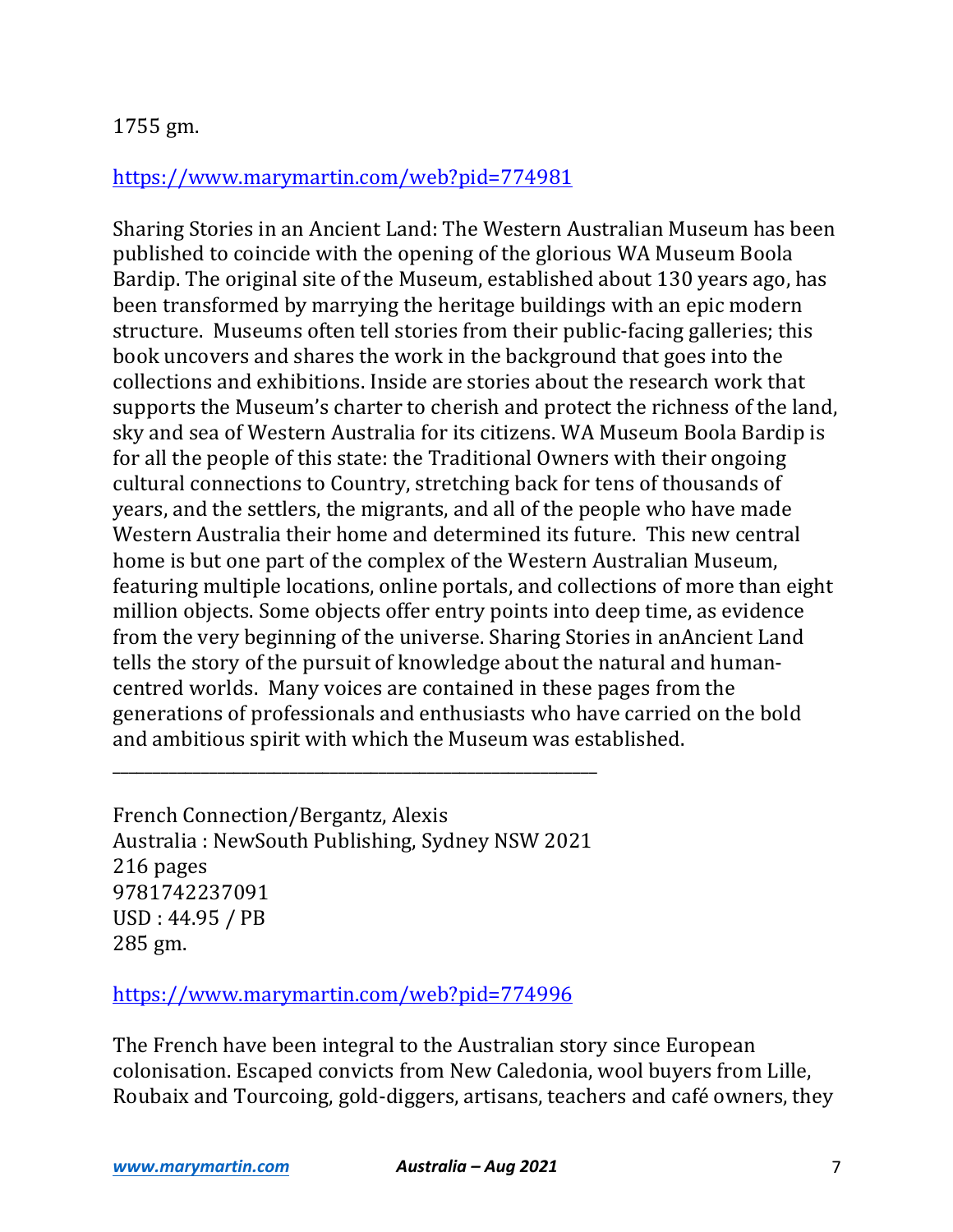1755 gm.

https://www.marymartin.com/web?pid=774981

Sharing Stories in an Ancient Land: The Western Australian Museum has been published to coincide with the opening of the glorious WA Museum Boola Bardip. The original site of the Museum, established about 130 years ago, has been transformed by marrying the heritage buildings with an epic modern structure. Museums often tell stories from their public-facing galleries; this book uncovers and shares the work in the background that goes into the collections and exhibitions. Inside are stories about the research work that supports the Museum's charter to cherish and protect the richness of the land, sky and sea of Western Australia for its citizens. WA Museum Boola Bardip is for all the people of this state: the Traditional Owners with their ongoing cultural connections to Country, stretching back for tens of thousands of years, and the settlers, the migrants, and all of the people who have made Western Australia their home and determined its future. This new central home is but one part of the complex of the Western Australian Museum, featuring multiple locations, online portals, and collections of more than eight million objects. Some objects offer entry points into deep time, as evidence from the very beginning of the universe. Sharing Stories in anAncient Land tells the story of the pursuit of knowledge about the natural and human-centred worlds. Many voices are contained in these pages from the generations of professionals and enthusiasts who have carried on the bold and ambitious spirit with which the Museum was established.

---

French Connection/Bergantz, Alexis
Australia : NewSouth Publishing, Sydney NSW 2021
216 pages
9781742237091
USD : 44.95 / PB
285 gm.

https://www.marymartin.com/web?pid=774996

The French have been integral to the Australian story since European colonisation. Escaped convicts from New Caledonia, wool buyers from Lille, Roubaix and Tourcoing, gold-diggers, artisans, teachers and café owners, they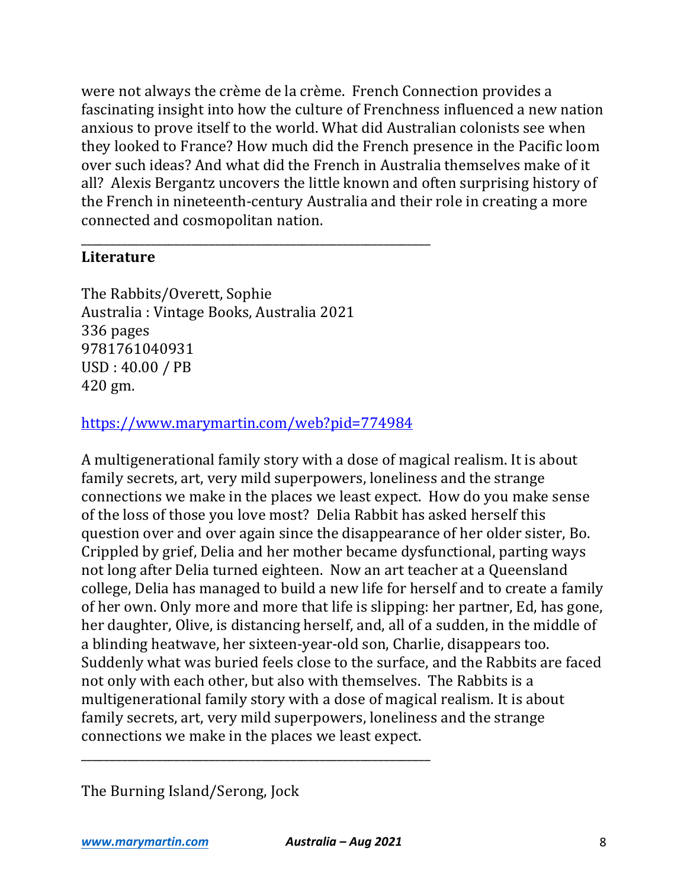were not always the crème de la crème. French Connection provides a fascinating insight into how the culture of Frenchness influenced a new nation anxious to prove itself to the world. What did Australian colonists see when they looked to France? How much did the French presence in the Pacific loom over such ideas? And what did the French in Australia themselves make of it all? Alexis Bergantz uncovers the little known and often surprising history of the French in nineteenth-century Australia and their role in creating a more connected and cosmopolitan nation.

---

**Literature**

The Rabbits/Overett, Sophie
Australia : Vintage Books, Australia 2021
336 pages
9781761040931
USD : 40.00 / PB
420 gm.

https://www.marymartin.com/web?pid=774984

A multigenerational family story with a dose of magical realism. It is about family secrets, art, very mild superpowers, loneliness and the strange connections we make in the places we least expect. How do you make sense of the loss of those you love most? Delia Rabbit has asked herself this question over and over again since the disappearance of her older sister, Bo. Crippled by grief, Delia and her mother became dysfunctional, parting ways not long after Delia turned eighteen. Now an art teacher at a Queensland college, Delia has managed to build a new life for herself and to create a family of her own. Only more and more that life is slipping: her partner, Ed, has gone, her daughter, Olive, is distancing herself, and, all of a sudden, in the middle of a blinding heatwave, her sixteen-year-old son, Charlie, disappears too. Suddenly what was buried feels close to the surface, and the Rabbits are faced not only with each other, but also with themselves. The Rabbits is a multigenerational family story with a dose of magical realism. It is about family secrets, art, very mild superpowers, loneliness and the strange connections we make in the places we least expect.

---

The Burning Island/Serong, Jock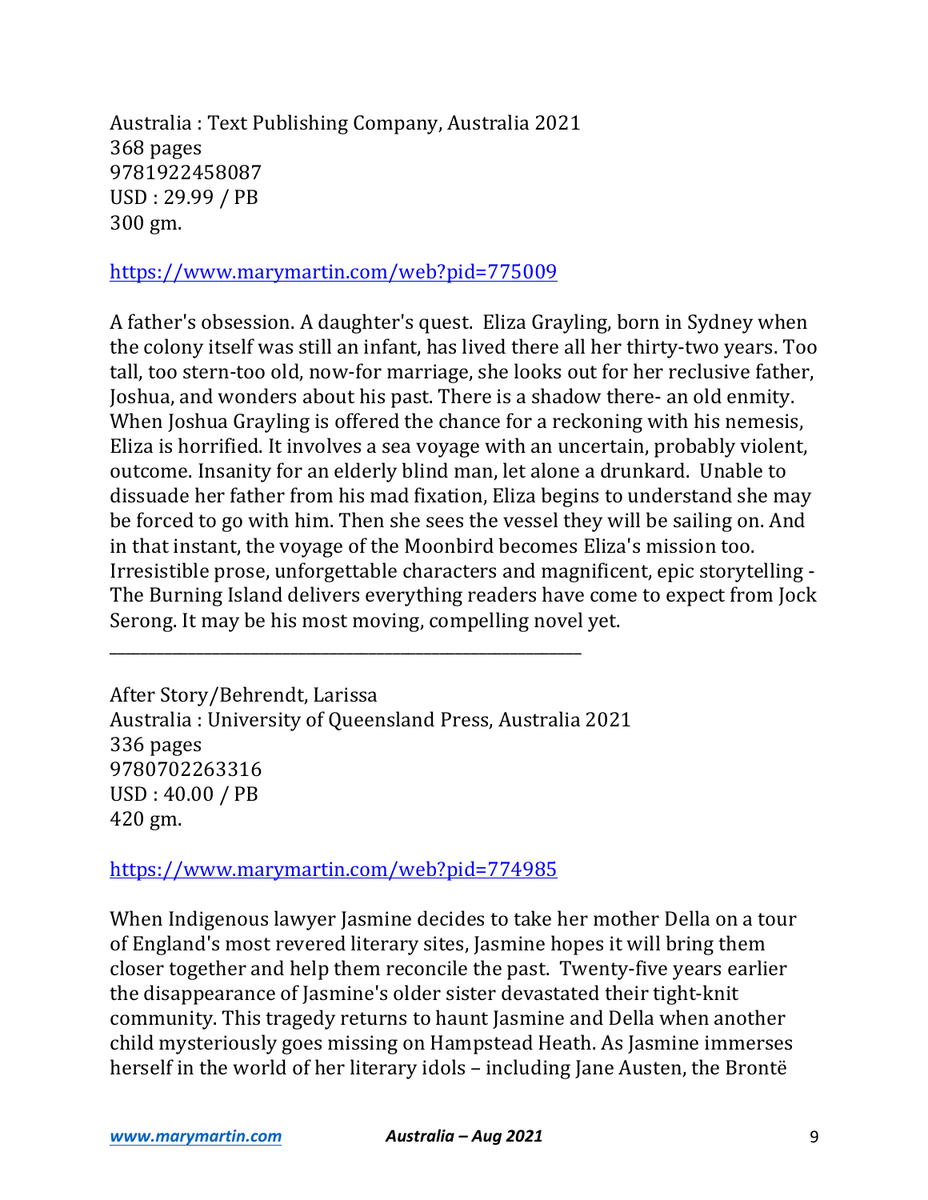Australia : Text Publishing Company, Australia 2021
368 pages
9781922458087
USD : 29.99 / PB
300 gm.

https://www.marymartin.com/web?pid=775009

A father's obsession. A daughter's quest. Eliza Grayling, born in Sydney when the colony itself was still an infant, has lived there all her thirty-two years. Too tall, too stern-too old, now-for marriage, she looks out for her reclusive father, Joshua, and wonders about his past. There is a shadow there- an old enmity. When Joshua Grayling is offered the chance for a reckoning with his nemesis, Eliza is horrified. It involves a sea voyage with an uncertain, probably violent, outcome. Insanity for an elderly blind man, let alone a drunkard. Unable to dissuade her father from his mad fixation, Eliza begins to understand she may be forced to go with him. Then she sees the vessel they will be sailing on. And in that instant, the voyage of the Moonbird becomes Eliza's mission too. Irresistible prose, unforgettable characters and magnificent, epic storytelling - The Burning Island delivers everything readers have come to expect from Jock Serong. It may be his most moving, compelling novel yet.

---

After Story/Behrendt, Larissa
Australia : University of Queensland Press, Australia 2021
336 pages
9780702263316
USD : 40.00 / PB
420 gm.

https://www.marymartin.com/web?pid=774985

When Indigenous lawyer Jasmine decides to take her mother Della on a tour of England's most revered literary sites, Jasmine hopes it will bring them closer together and help them reconcile the past. Twenty-five years earlier the disappearance of Jasmine's older sister devastated their tight-knit community. This tragedy returns to haunt Jasmine and Della when another child mysteriously goes missing on Hampstead Heath. As Jasmine immerses herself in the world of her literary idols – including Jane Austen, the Brontë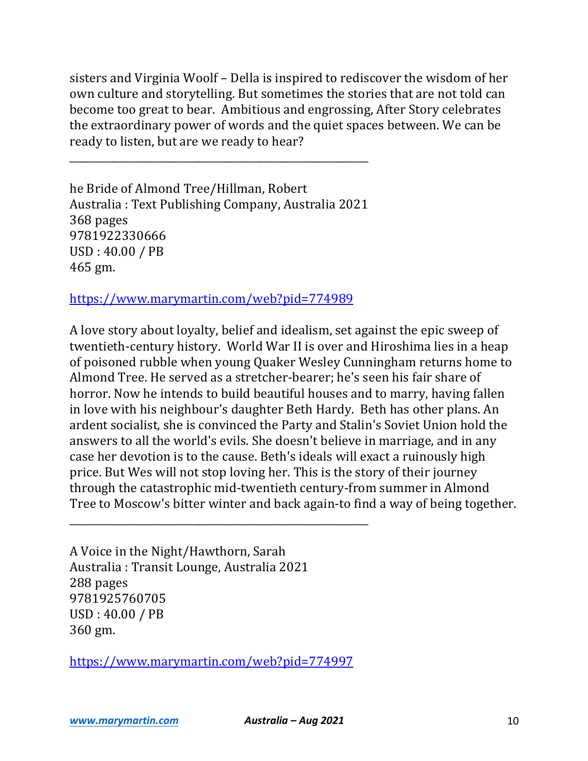sisters and Virginia Woolf – Della is inspired to rediscover the wisdom of her own culture and storytelling. But sometimes the stories that are not told can become too great to bear. Ambitious and engrossing, After Story celebrates the extraordinary power of words and the quiet spaces between. We can be ready to listen, but are we ready to hear?

---

he Bride of Almond Tree/Hillman, Robert
Australia : Text Publishing Company, Australia 2021
368 pages
9781922330666
USD : 40.00 / PB
465 gm.

https://www.marymartin.com/web?pid=774989

A love story about loyalty, belief and idealism, set against the epic sweep of twentieth-century history. World War II is over and Hiroshima lies in a heap of poisoned rubble when young Quaker Wesley Cunningham returns home to Almond Tree. He served as a stretcher-bearer; he's seen his fair share of horror. Now he intends to build beautiful houses and to marry, having fallen in love with his neighbour's daughter Beth Hardy. Beth has other plans. An ardent socialist, she is convinced the Party and Stalin's Soviet Union hold the answers to all the world's evils. She doesn't believe in marriage, and in any case her devotion is to the cause. Beth's ideals will exact a ruinously high price. But Wes will not stop loving her. This is the story of their journey through the catastrophic mid-twentieth century-from summer in Almond Tree to Moscow's bitter winter and back again-to find a way of being together.

---

A Voice in the Night/Hawthorn, Sarah
Australia : Transit Lounge, Australia 2021
288 pages
9781925760705
USD : 40.00 / PB
360 gm.

https://www.marymartin.com/web?pid=774997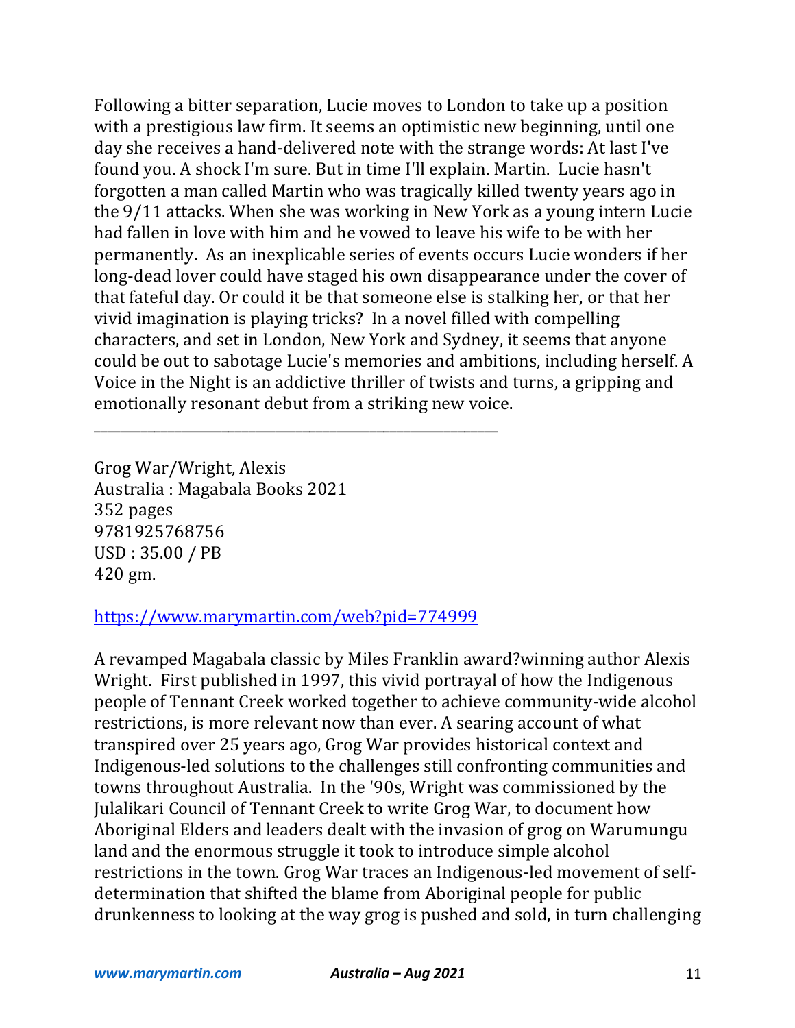Following a bitter separation, Lucie moves to London to take up a position with a prestigious law firm. It seems an optimistic new beginning, until one day she receives a hand-delivered note with the strange words: At last I've found you. A shock I'm sure. But in time I'll explain. Martin. Lucie hasn't forgotten a man called Martin who was tragically killed twenty years ago in the 9/11 attacks. When she was working in New York as a young intern Lucie had fallen in love with him and he vowed to leave his wife to be with her permanently. As an inexplicable series of events occurs Lucie wonders if her long-dead lover could have staged his own disappearance under the cover of that fateful day. Or could it be that someone else is stalking her, or that her vivid imagination is playing tricks? In a novel filled with compelling characters, and set in London, New York and Sydney, it seems that anyone could be out to sabotage Lucie's memories and ambitions, including herself. A Voice in the Night is an addictive thriller of twists and turns, a gripping and emotionally resonant debut from a striking new voice.

---

Grog War/Wright, Alexis
Australia : Magabala Books 2021
352 pages
9781925768756
USD : 35.00 / PB
420 gm.

https://www.marymartin.com/web?pid=774999

A revamped Magabala classic by Miles Franklin award?winning author Alexis Wright. First published in 1997, this vivid portrayal of how the Indigenous people of Tennant Creek worked together to achieve community-wide alcohol restrictions, is more relevant now than ever. A searing account of what transpired over 25 years ago, Grog War provides historical context and Indigenous-led solutions to the challenges still confronting communities and towns throughout Australia. In the '90s, Wright was commissioned by the Julalikari Council of Tennant Creek to write Grog War, to document how Aboriginal Elders and leaders dealt with the invasion of grog on Warumungu land and the enormous struggle it took to introduce simple alcohol restrictions in the town. Grog War traces an Indigenous-led movement of self-determination that shifted the blame from Aboriginal people for public drunkenness to looking at the way grog is pushed and sold, in turn challenging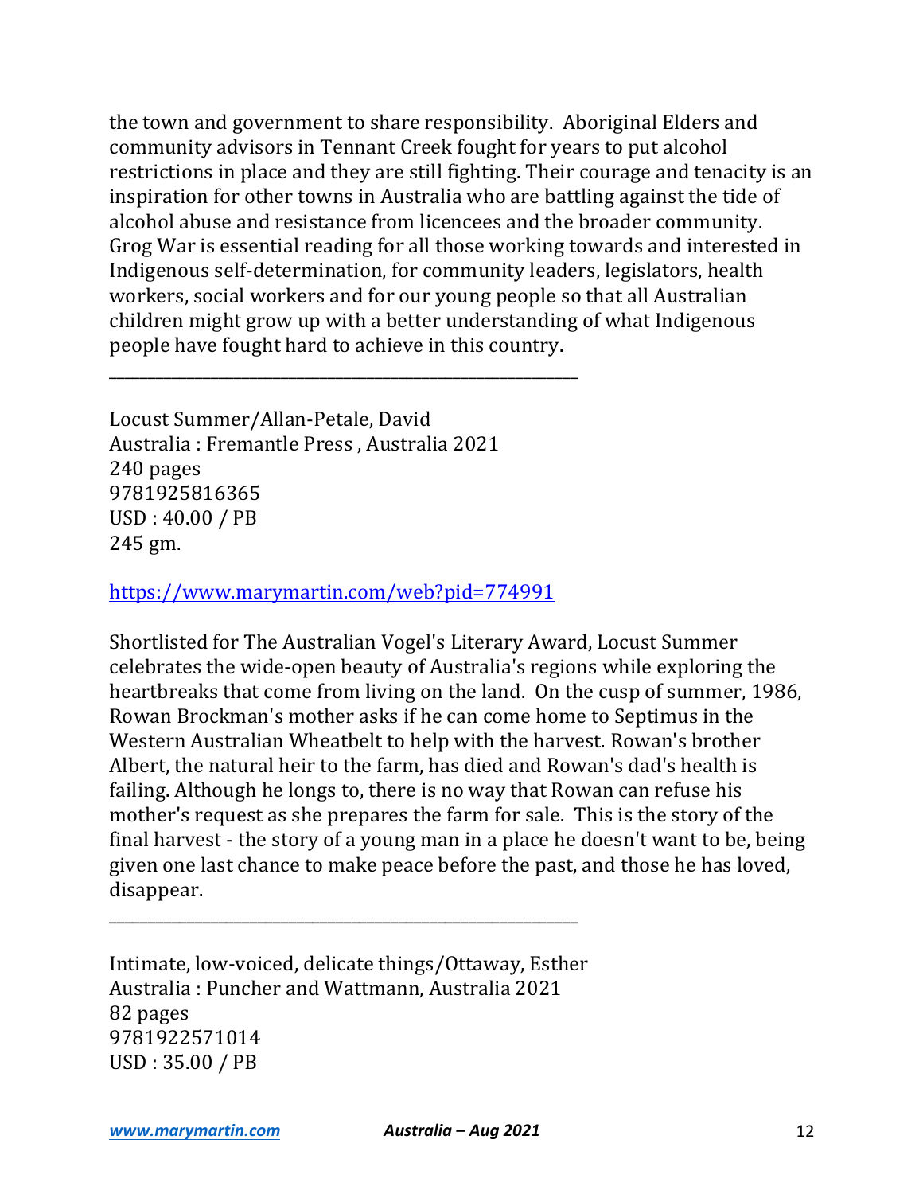the town and government to share responsibility.  Aboriginal Elders and community advisors in Tennant Creek fought for years to put alcohol restrictions in place and they are still fighting. Their courage and tenacity is an inspiration for other towns in Australia who are battling against the tide of alcohol abuse and resistance from licencees and the broader community. Grog War is essential reading for all those working towards and interested in Indigenous self-determination, for community leaders, legislators, health workers, social workers and for our young people so that all Australian children might grow up with a better understanding of what Indigenous people have fought hard to achieve in this country.

---

Locust Summer/Allan-Petale, David
Australia : Fremantle Press , Australia 2021
240 pages
9781925816365
USD : 40.00 / PB
245 gm.

[https://www.marymartin.com/web?pid=774991](https://www.marymartin.com/web?pid=774991)

Shortlisted for The Australian Vogel's Literary Award, Locust Summer celebrates the wide-open beauty of Australia's regions while exploring the heartbreaks that come from living on the land.  On the cusp of summer, 1986, Rowan Brockman's mother asks if he can come home to Septimus in the Western Australian Wheatbelt to help with the harvest. Rowan's brother Albert, the natural heir to the farm, has died and Rowan's dad's health is failing. Although he longs to, there is no way that Rowan can refuse his mother's request as she prepares the farm for sale.  This is the story of the final harvest - the story of a young man in a place he doesn't want to be, being given one last chance to make peace before the past, and those he has loved, disappear.

---

Intimate, low-voiced, delicate things/Ottaway, Esther
Australia : Puncher and Wattmann, Australia 2021
82 pages
9781922571014
USD : 35.00 / PB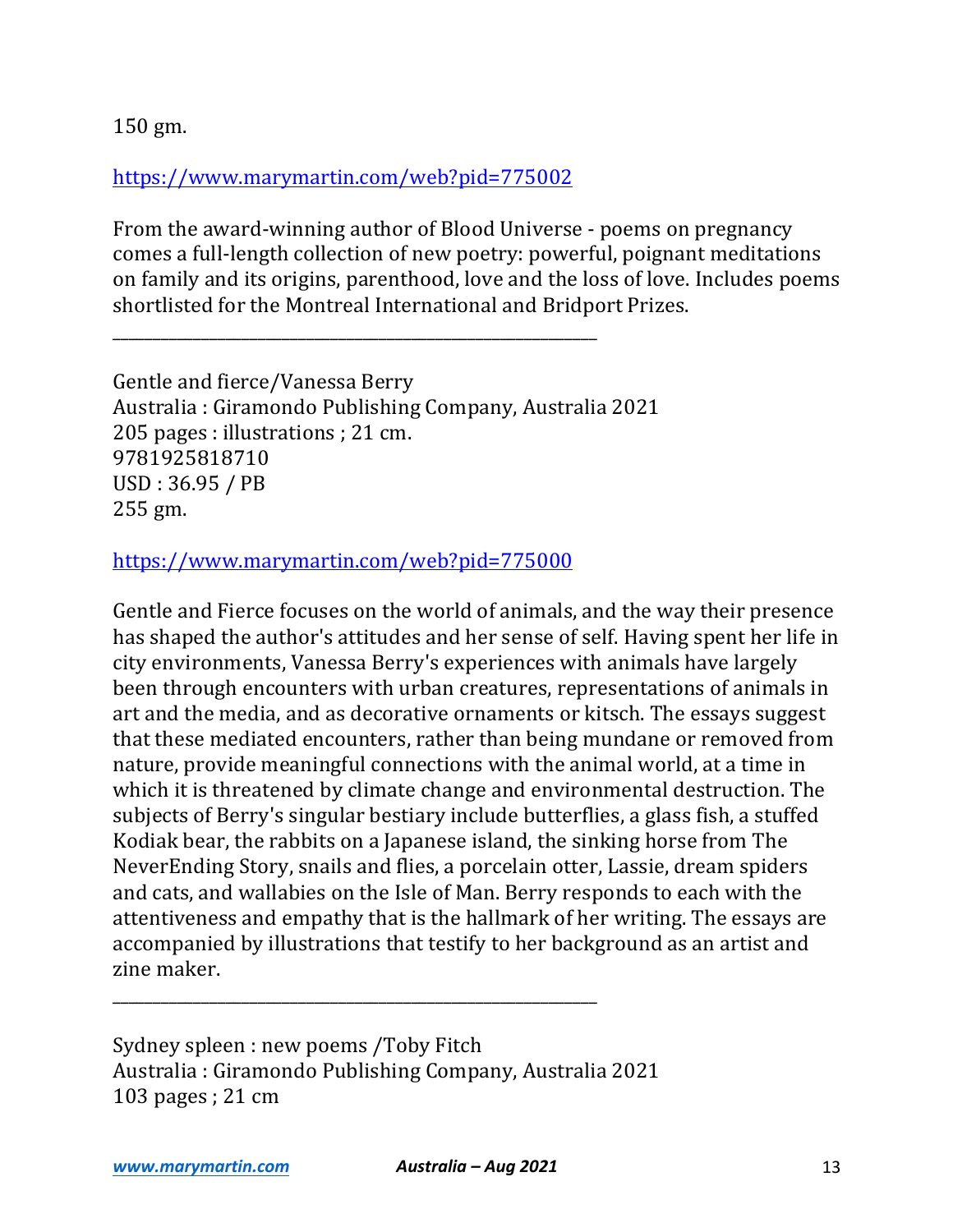150 gm.

https://www.marymartin.com/web?pid=775002

From the award-winning author of Blood Universe - poems on pregnancy comes a full-length collection of new poetry: powerful, poignant meditations on family and its origins, parenthood, love and the loss of love. Includes poems shortlisted for the Montreal International and Bridport Prizes.

---

Gentle and fierce/Vanessa Berry
Australia : Giramondo Publishing Company, Australia 2021
205 pages : illustrations ; 21 cm.
9781925818710
USD : 36.95 / PB
255 gm.

https://www.marymartin.com/web?pid=775000

Gentle and Fierce focuses on the world of animals, and the way their presence has shaped the author's attitudes and her sense of self. Having spent her life in city environments, Vanessa Berry's experiences with animals have largely been through encounters with urban creatures, representations of animals in art and the media, and as decorative ornaments or kitsch. The essays suggest that these mediated encounters, rather than being mundane or removed from nature, provide meaningful connections with the animal world, at a time in which it is threatened by climate change and environmental destruction. The subjects of Berry's singular bestiary include butterflies, a glass fish, a stuffed Kodiak bear, the rabbits on a Japanese island, the sinking horse from The NeverEnding Story, snails and flies, a porcelain otter, Lassie, dream spiders and cats, and wallabies on the Isle of Man. Berry responds to each with the attentiveness and empathy that is the hallmark of her writing. The essays are accompanied by illustrations that testify to her background as an artist and zine maker.

---

Sydney spleen : new poems /Toby Fitch
Australia : Giramondo Publishing Company, Australia 2021
103 pages ; 21 cm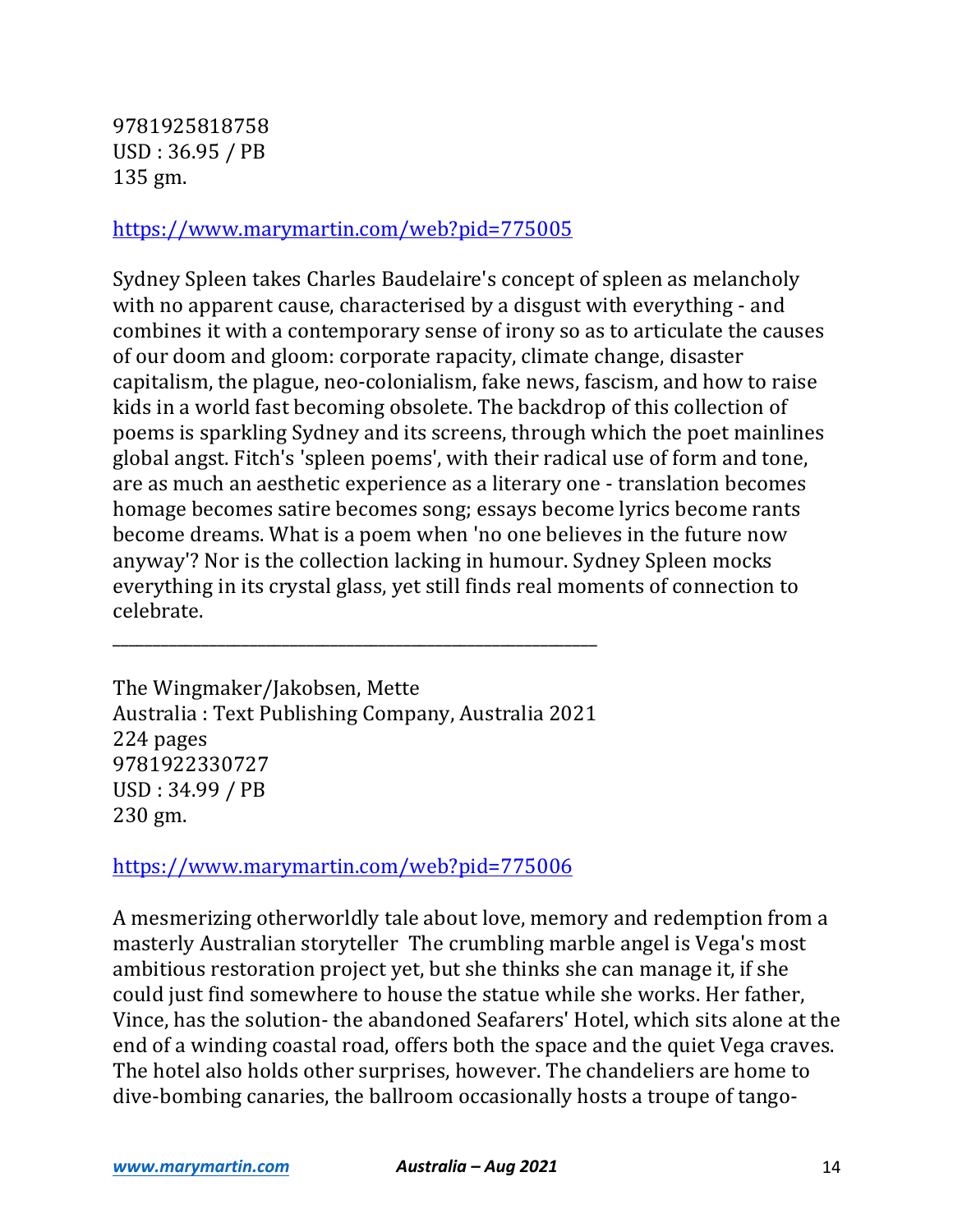9781925818758
USD : 36.95 / PB
135 gm.

https://www.marymartin.com/web?pid=775005

Sydney Spleen takes Charles Baudelaire's concept of spleen as melancholy with no apparent cause, characterised by a disgust with everything - and combines it with a contemporary sense of irony so as to articulate the causes of our doom and gloom: corporate rapacity, climate change, disaster capitalism, the plague, neo-colonialism, fake news, fascism, and how to raise kids in a world fast becoming obsolete. The backdrop of this collection of poems is sparkling Sydney and its screens, through which the poet mainlines global angst. Fitch's 'spleen poems', with their radical use of form and tone, are as much an aesthetic experience as a literary one - translation becomes homage becomes satire becomes song; essays become lyrics become rants become dreams. What is a poem when 'no one believes in the future now anyway'? Nor is the collection lacking in humour. Sydney Spleen mocks everything in its crystal glass, yet still finds real moments of connection to celebrate.

---

The Wingmaker/Jakobsen, Mette
Australia : Text Publishing Company, Australia 2021
224 pages
9781922330727
USD : 34.99 / PB
230 gm.

https://www.marymartin.com/web?pid=775006

A mesmerizing otherworldly tale about love, memory and redemption from a masterly Australian storyteller The crumbling marble angel is Vega's most ambitious restoration project yet, but she thinks she can manage it, if she could just find somewhere to house the statue while she works. Her father, Vince, has the solution- the abandoned Seafarers' Hotel, which sits alone at the end of a winding coastal road, offers both the space and the quiet Vega craves. The hotel also holds other surprises, however. The chandeliers are home to dive-bombing canaries, the ballroom occasionally hosts a troupe of tango-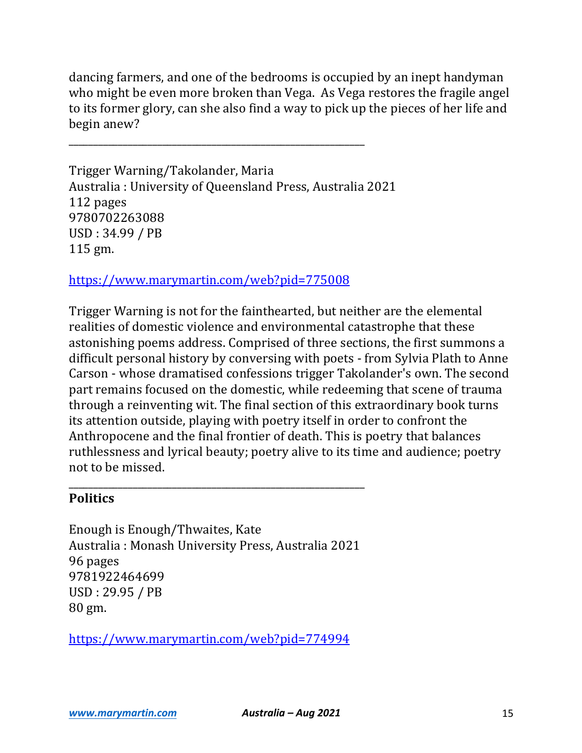dancing farmers, and one of the bedrooms is occupied by an inept handyman who might be even more broken than Vega. As Vega restores the fragile angel to its former glory, can she also find a way to pick up the pieces of her life and begin anew?

---

Trigger Warning/Takolander, Maria
Australia : University of Queensland Press, Australia 2021
112 pages
9780702263088
USD : 34.99 / PB
115 gm.

https://www.marymartin.com/web?pid=775008

Trigger Warning is not for the fainthearted, but neither are the elemental realities of domestic violence and environmental catastrophe that these astonishing poems address. Comprised of three sections, the first summons a difficult personal history by conversing with poets - from Sylvia Plath to Anne Carson - whose dramatised confessions trigger Takolander's own. The second part remains focused on the domestic, while redeeming that scene of trauma through a reinventing wit. The final section of this extraordinary book turns its attention outside, playing with poetry itself in order to confront the Anthropocene and the final frontier of death. This is poetry that balances ruthlessness and lyrical beauty; poetry alive to its time and audience; poetry not to be missed.

---

**Politics**

Enough is Enough/Thwaites, Kate
Australia : Monash University Press, Australia 2021
96 pages
9781922464699
USD : 29.95 / PB
80 gm.

https://www.marymartin.com/web?pid=774994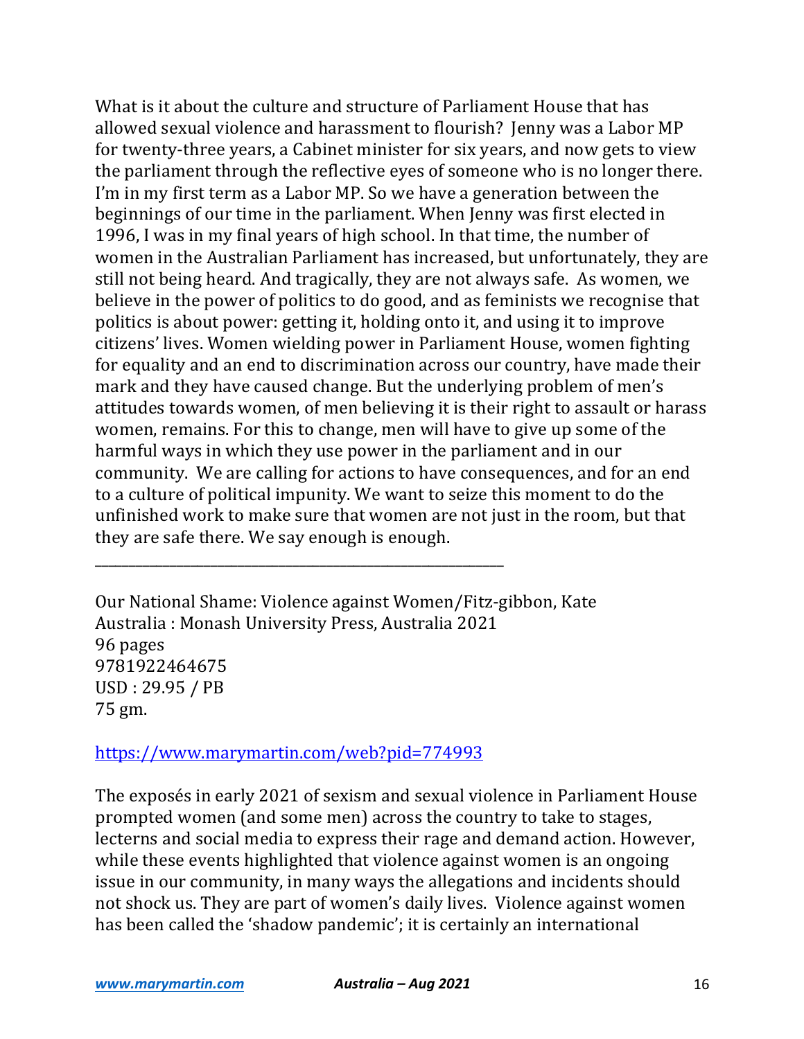What is it about the culture and structure of Parliament House that has allowed sexual violence and harassment to flourish? Jenny was a Labor MP for twenty-three years, a Cabinet minister for six years, and now gets to view the parliament through the reflective eyes of someone who is no longer there. I'm in my first term as a Labor MP. So we have a generation between the beginnings of our time in the parliament. When Jenny was first elected in 1996, I was in my final years of high school. In that time, the number of women in the Australian Parliament has increased, but unfortunately, they are still not being heard. And tragically, they are not always safe. As women, we believe in the power of politics to do good, and as feminists we recognise that politics is about power: getting it, holding onto it, and using it to improve citizens' lives. Women wielding power in Parliament House, women fighting for equality and an end to discrimination across our country, have made their mark and they have caused change. But the underlying problem of men's attitudes towards women, of men believing it is their right to assault or harass women, remains. For this to change, men will have to give up some of the harmful ways in which they use power in the parliament and in our community. We are calling for actions to have consequences, and for an end to a culture of political impunity. We want to seize this moment to do the unfinished work to make sure that women are not just in the room, but that they are safe there. We say enough is enough.

---

Our National Shame: Violence against Women/Fitz-gibbon, Kate
Australia : Monash University Press, Australia 2021
96 pages
9781922464675
USD : 29.95 / PB
75 gm.

https://www.marymartin.com/web?pid=774993

The exposés in early 2021 of sexism and sexual violence in Parliament House prompted women (and some men) across the country to take to stages, lecterns and social media to express their rage and demand action. However, while these events highlighted that violence against women is an ongoing issue in our community, in many ways the allegations and incidents should not shock us. They are part of women's daily lives. Violence against women has been called the 'shadow pandemic'; it is certainly an international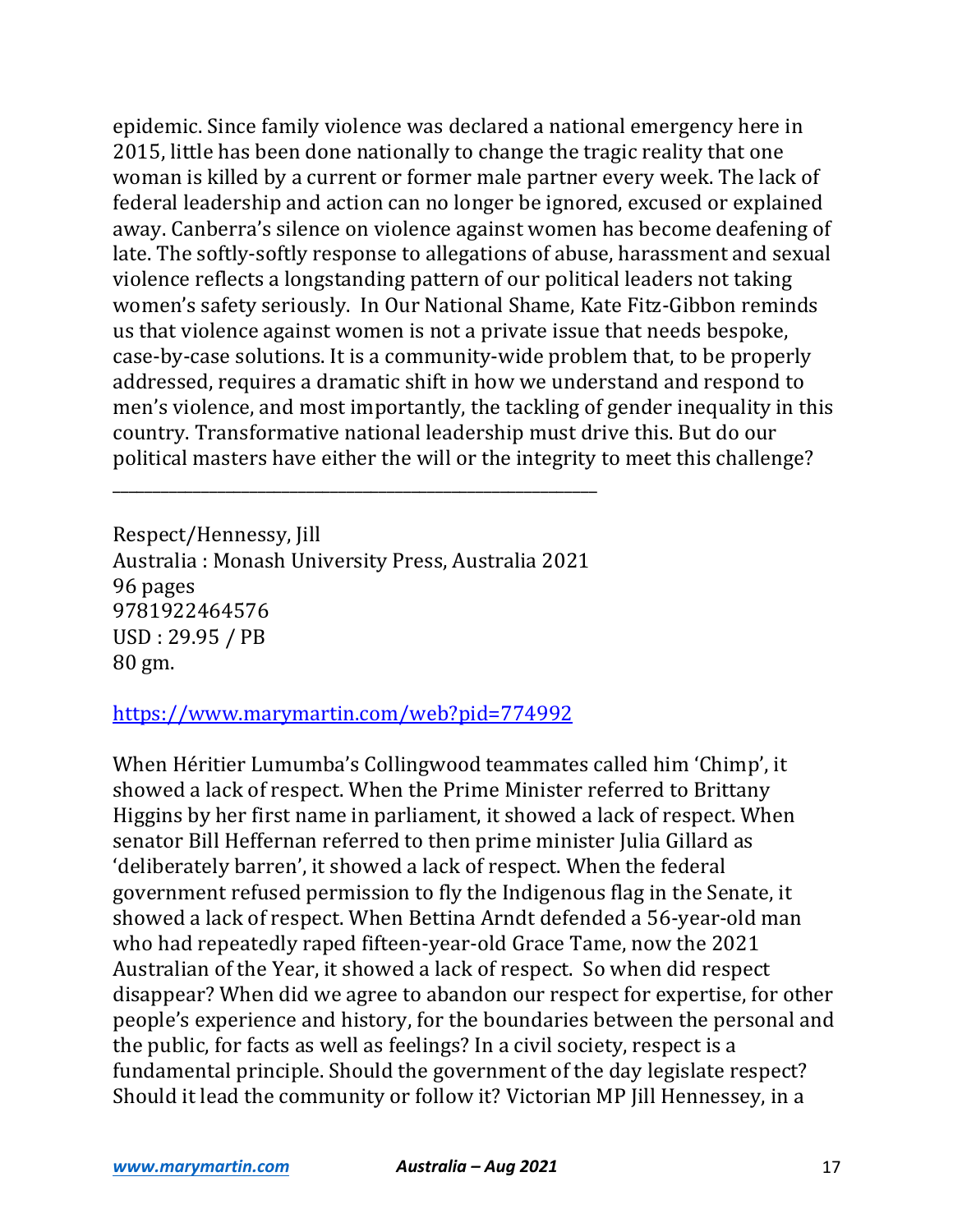epidemic. Since family violence was declared a national emergency here in 2015, little has been done nationally to change the tragic reality that one woman is killed by a current or former male partner every week. The lack of federal leadership and action can no longer be ignored, excused or explained away. Canberra's silence on violence against women has become deafening of late. The softly-softly response to allegations of abuse, harassment and sexual violence reflects a longstanding pattern of our political leaders not taking women's safety seriously. In Our National Shame, Kate Fitz-Gibbon reminds us that violence against women is not a private issue that needs bespoke, case-by-case solutions. It is a community-wide problem that, to be properly addressed, requires a dramatic shift in how we understand and respond to men's violence, and most importantly, the tackling of gender inequality in this country. Transformative national leadership must drive this. But do our political masters have either the will or the integrity to meet this challenge?

---

Respect/Hennessy, Jill
Australia : Monash University Press, Australia 2021
96 pages
9781922464576
USD : 29.95 / PB
80 gm.

https://www.marymartin.com/web?pid=774992

When Héritier Lumumba's Collingwood teammates called him 'Chimp', it showed a lack of respect. When the Prime Minister referred to Brittany Higgins by her first name in parliament, it showed a lack of respect. When senator Bill Heffernan referred to then prime minister Julia Gillard as 'deliberately barren', it showed a lack of respect. When the federal government refused permission to fly the Indigenous flag in the Senate, it showed a lack of respect. When Bettina Arndt defended a 56-year-old man who had repeatedly raped fifteen-year-old Grace Tame, now the 2021 Australian of the Year, it showed a lack of respect. So when did respect disappear? When did we agree to abandon our respect for expertise, for other people's experience and history, for the boundaries between the personal and the public, for facts as well as feelings? In a civil society, respect is a fundamental principle. Should the government of the day legislate respect? Should it lead the community or follow it? Victorian MP Jill Hennessey, in a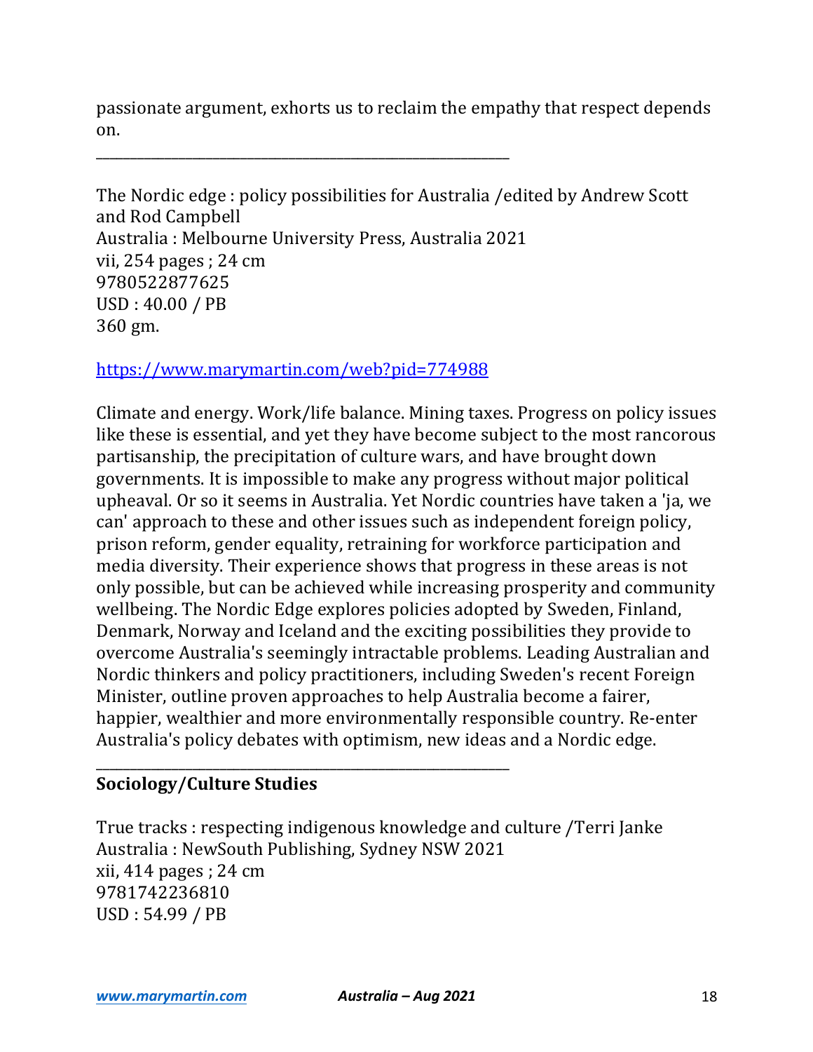passionate argument, exhorts us to reclaim the empathy that respect depends on.

---

The Nordic edge : policy possibilities for Australia /edited by Andrew Scott and Rod Campbell
Australia : Melbourne University Press, Australia 2021
vii, 254 pages ; 24 cm
9780522877625
USD : 40.00 / PB
360 gm.

https://www.marymartin.com/web?pid=774988

Climate and energy. Work/life balance. Mining taxes. Progress on policy issues like these is essential, and yet they have become subject to the most rancorous partisanship, the precipitation of culture wars, and have brought down governments. It is impossible to make any progress without major political upheaval. Or so it seems in Australia. Yet Nordic countries have taken a 'ja, we can' approach to these and other issues such as independent foreign policy, prison reform, gender equality, retraining for workforce participation and media diversity. Their experience shows that progress in these areas is not only possible, but can be achieved while increasing prosperity and community wellbeing. The Nordic Edge explores policies adopted by Sweden, Finland, Denmark, Norway and Iceland and the exciting possibilities they provide to overcome Australia's seemingly intractable problems. Leading Australian and Nordic thinkers and policy practitioners, including Sweden's recent Foreign Minister, outline proven approaches to help Australia become a fairer, happier, wealthier and more environmentally responsible country. Re-enter Australia's policy debates with optimism, new ideas and a Nordic edge.

---

**Sociology/Culture Studies**

True tracks : respecting indigenous knowledge and culture /Terri Janke
Australia : NewSouth Publishing, Sydney NSW 2021
xii, 414 pages ; 24 cm
9781742236810
USD : 54.99 / PB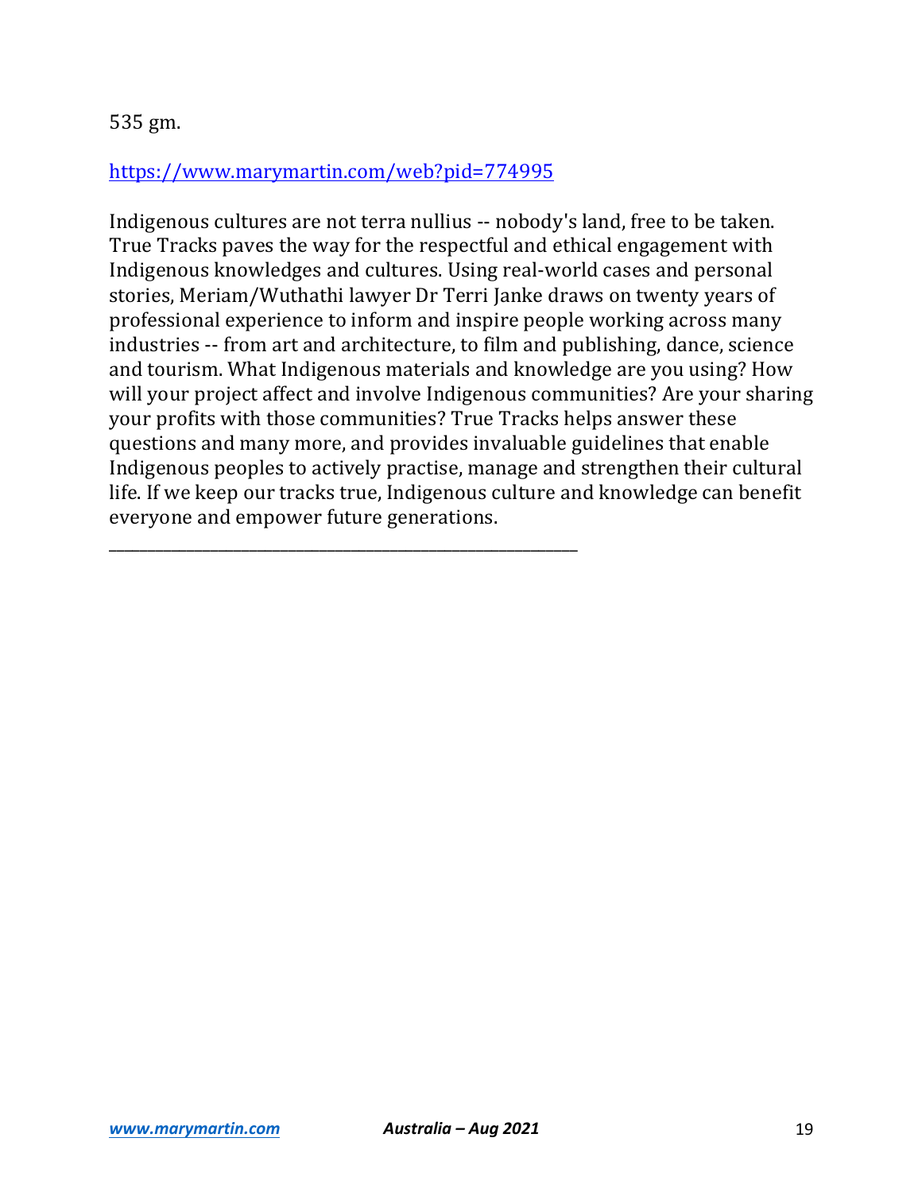535 gm.

https://www.marymartin.com/web?pid=774995

Indigenous cultures are not terra nullius -- nobody's land, free to be taken. True Tracks paves the way for the respectful and ethical engagement with Indigenous knowledges and cultures. Using real-world cases and personal stories, Meriam/Wuthathi lawyer Dr Terri Janke draws on twenty years of professional experience to inform and inspire people working across many industries -- from art and architecture, to film and publishing, dance, science and tourism. What Indigenous materials and knowledge are you using? How will your project affect and involve Indigenous communities? Are your sharing your profits with those communities? True Tracks helps answer these questions and many more, and provides invaluable guidelines that enable Indigenous peoples to actively practise, manage and strengthen their cultural life. If we keep our tracks true, Indigenous culture and knowledge can benefit everyone and empower future generations.

---